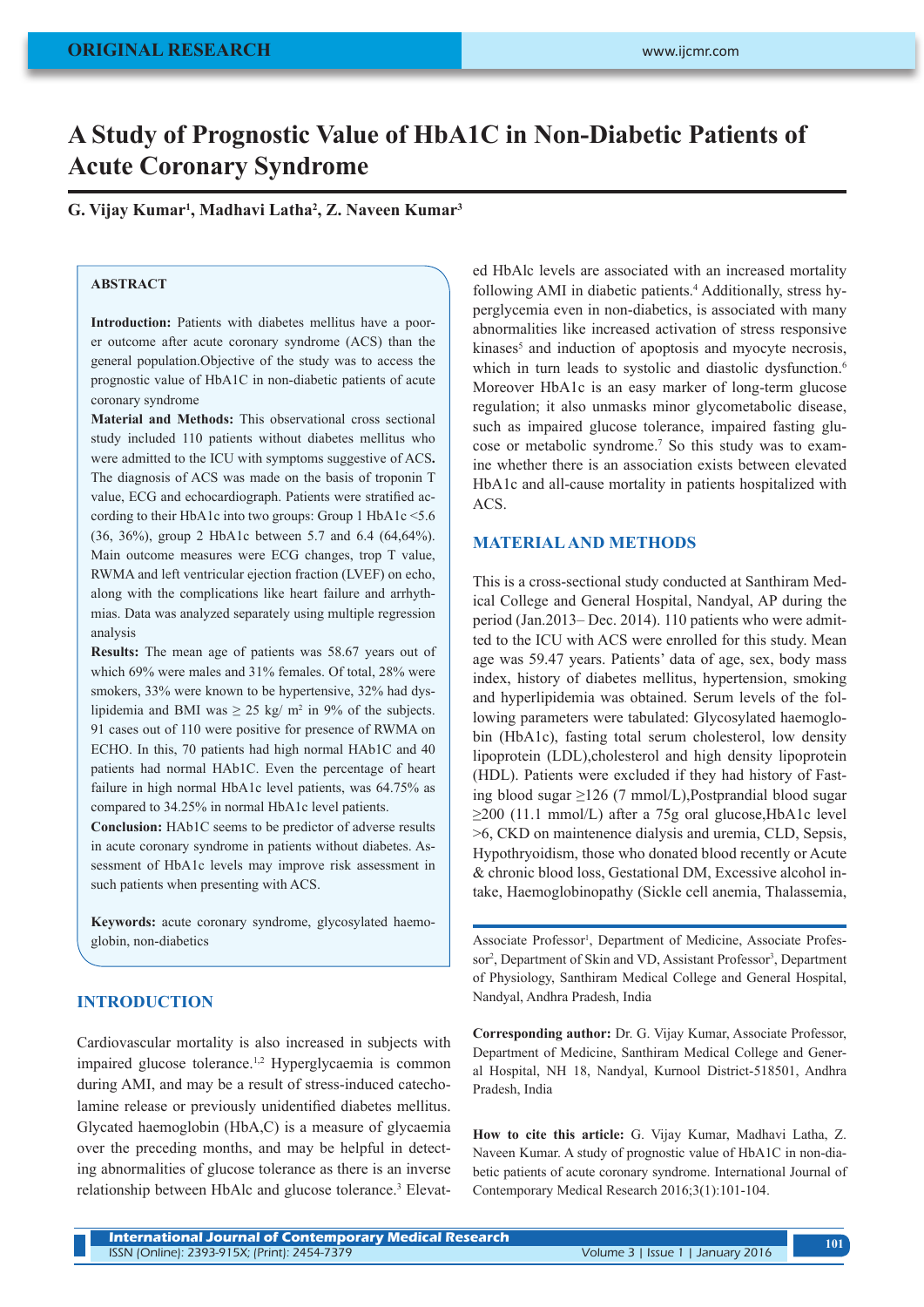ORIGINAL RESEARCH

# A Study of Prognostic Value of HbA1C in Non-Diabetic Patients of Acute Coronary Syndrome

**G. Vijay Kumar[1], Madhavi Latha[2], Z. Naveen Kumar[3]**

### ABSTRACT

**Introduction:** Patients with diabetes mellitus have a poorer outcome after acute coronary syndrome (ACS) than the general population.Objective of the study was to access the prognostic value of HbA1C in non-diabetic patients of acute coronary syndrome

**Material and Methods:** This observational cross sectional study included 110 patients without diabetes mellitus who were admitted to the ICU with symptoms suggestive of ACS**.** The diagnosis of ACS was made on the basis of troponin T value, ECG and echocardiograph. Patients were stratified according to their HbA1c into two groups: Group 1 HbA1c <5.6 (36, 36%), group 2 HbA1c between 5.7 and 6.4 (64,64%). Main outcome measures were ECG changes, trop T value, RWMA and left ventricular ejection fraction (LVEF) on echo, along with the complications like heart failure and arrhythmias. Data was analyzed separately using multiple regression analysis

**Results:** The mean age of patients was 58.67 years out of which 69% were males and 31% females. Of total, 28% were smokers, 33% were known to be hypertensive, 32% had dyslipidemia and BMI was ≥ 25 kg/ m$^2$ in 9% of the subjects. 91 cases out of 110 were positive for presence of RWMA on ECHO. In this, 70 patients had high normal HAb1C and 40 patients had normal HAb1C. Even the percentage of heart failure in high normal HbA1c level patients, was 64.75% as compared to 34.25% in normal HbA1c level patients.

**Conclusion:** HAb1C seems to be predictor of adverse results in acute coronary syndrome in patients without diabetes. Assessment of HbA1c levels may improve risk assessment in such patients when presenting with ACS.

**Keywords:** acute coronary syndrome, glycosylated haemoglobin, non-diabetics

## INTRODUCTION

Cardiovascular mortality is also increased in subjects with impaired glucose tolerance.[1,2] Hyperglycaemia is common during AMI, and may be a result of stress-induced catecholamine release or previously unidentified diabetes mellitus. Glycated haemoglobin (HbA,C) is a measure of glycaemia over the preceding months, and may be helpful in detecting abnormalities of glucose tolerance as there is an inverse relationship between HbAlc and glucose tolerance.[3] Elevated HbAlc levels are associated with an increased mortality following AMI in diabetic patients.[4] Additionally, stress hyperglycemia even in non-diabetics, is associated with many abnormalities like increased activation of stress responsive kinases[5] and induction of apoptosis and myocyte necrosis, which in turn leads to systolic and diastolic dysfunction.[6] Moreover HbA1c is an easy marker of long-term glucose regulation; it also unmasks minor glycometabolic disease, such as impaired glucose tolerance, impaired fasting glucose or metabolic syndrome.[7] So this study was to examine whether there is an association exists between elevated HbA1c and all-cause mortality in patients hospitalized with ACS.

## MATERIAL AND METHODS

This is a cross-sectional study conducted at Santhiram Medical College and General Hospital, Nandyal, AP during the period (Jan.2013– Dec. 2014). 110 patients who were admitted to the ICU with ACS were enrolled for this study. Mean age was 59.47 years. Patients' data of age, sex, body mass index, history of diabetes mellitus, hypertension, smoking and hyperlipidemia was obtained. Serum levels of the following parameters were tabulated: Glycosylated haemoglobin (HbA1c), fasting total serum cholesterol, low density lipoprotein (LDL),cholesterol and high density lipoprotein (HDL). Patients were excluded if they had history of Fasting blood sugar ≥126 (7 mmol/L),Postprandial blood sugar ≥200 (11.1 mmol/L) after a 75g oral glucose,HbA1c level >6, CKD on maintenence dialysis and uremia, CLD, Sepsis, Hypothyroidism, those who donated blood recently or Acute & chronic blood loss, Gestational DM, Excessive alcohol intake, Haemoglobinopathy (Sickle cell anemia, Thalassemia,

---

Associate Professor[1], Department of Medicine, Associate Professor[2], Department of Skin and VD, Assistant Professor[3], Department of Physiology, Santhiram Medical College and General Hospital, Nandyal, Andhra Pradesh, India

**Corresponding author:** Dr. G. Vijay Kumar, Associate Professor, Department of Medicine, Santhiram Medical College and General Hospital, NH 18, Nandyal, Kurnool District-518501, Andhra Pradesh, India

**How to cite this article:** G. Vijay Kumar, Madhavi Latha, Z. Naveen Kumar. A study of prognostic value of HbA1C in non-diabetic patients of acute coronary syndrome. International Journal of Contemporary Medical Research 2016;3(1):101-104.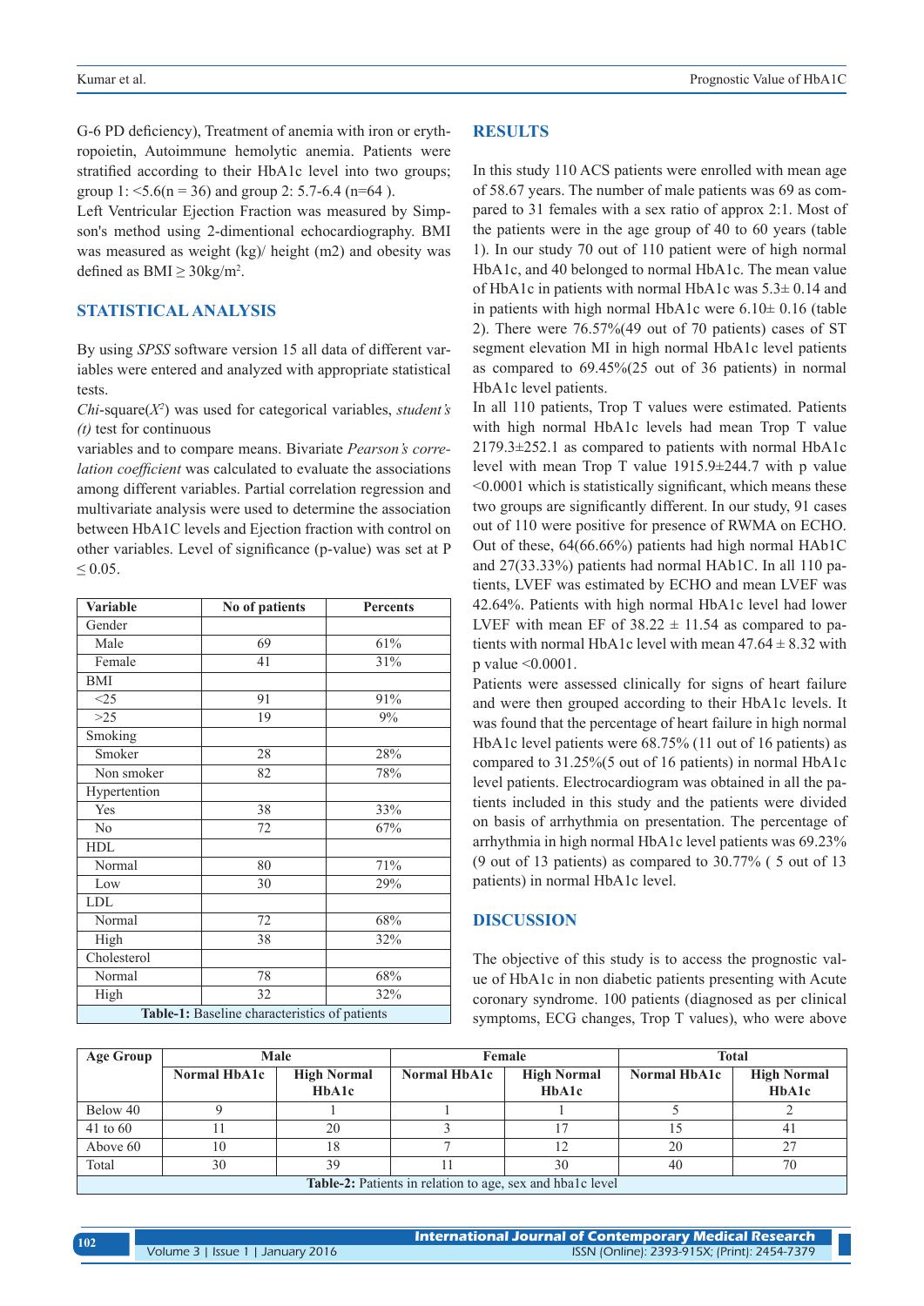G-6 PD deficiency), Treatment of anemia with iron or erythropoietin, Autoimmune hemolytic anemia. Patients were stratified according to their HbA1c level into two groups; group 1: <5.6(n = 36) and group 2: 5.7-6.4 (n=64 ).

Left Ventricular Ejection Fraction was measured by Simpson's method using 2-dimentional echocardiography. BMI was measured as weight (kg)/ height (m2) and obesity was defined as BMI ≥ 30kg/m$^2$.

## STATISTICAL ANALYSIS

By using *SPSS* software version 15 all data of different variables were entered and analyzed with appropriate statistical tests.

*Chi*-square($X^2$) was used for categorical variables, *student's (t)* test for continuous

variables and to compare means. Bivariate *Pearson's correlation coefficient* was calculated to evaluate the associations among different variables. Partial correlation regression and multivariate analysis were used to determine the association between HbA1C levels and Ejection fraction with control on other variables. Level of significance (p-value) was set at P ≤ 0.05.

| Variable | No of patients | Percents |
|---|---|---|
| Gender | | |
| Male | 69 | 61% |
| Female | 41 | 31% |
| BMI | | |
| <25 | 91 | 91% |
| >25 | 19 | 9% |
| Smoking | | |
| Smoker | 28 | 28% |
| Non smoker | 82 | 78% |
| Hypertention | | |
| Yes | 38 | 33% |
| No | 72 | 67% |
| HDL | | |
| Normal | 80 | 71% |
| Low | 30 | 29% |
| LDL | | |
| Normal | 72 | 68% |
| High | 38 | 32% |
| Cholesterol | | |
| Normal | 78 | 68% |
| High | 32 | 32% |

**Table-1:** Baseline characteristics of patients

## RESULTS

In this study 110 ACS patients were enrolled with mean age of 58.67 years. The number of male patients was 69 as compared to 31 females with a sex ratio of approx 2:1. Most of the patients were in the age group of 40 to 60 years (table 1). In our study 70 out of 110 patient were of high normal HbA1c, and 40 belonged to normal HbA1c. The mean value of HbA1c in patients with normal HbA1c was 5.3± 0.14 and in patients with high normal HbA1c were 6.10± 0.16 (table 2). There were 76.57%(49 out of 70 patients) cases of ST segment elevation MI in high normal HbA1c level patients as compared to 69.45%(25 out of 36 patients) in normal HbA1c level patients.

In all 110 patients, Trop T values were estimated. Patients with high normal HbA1c levels had mean Trop T value 2179.3±252.1 as compared to patients with normal HbA1c level with mean Trop T value 1915.9±244.7 with p value <0.0001 which is statistically significant, which means these two groups are significantly different. In our study, 91 cases out of 110 were positive for presence of RWMA on ECHO. Out of these, 64(66.66%) patients had high normal HAb1C and 27(33.33%) patients had normal HAb1C. In all 110 patients, LVEF was estimated by ECHO and mean LVEF was 42.64%. Patients with high normal HbA1c level had lower LVEF with mean EF of 38.22 ± 11.54 as compared to patients with normal HbA1c level with mean 47.64 ± 8.32 with p value <0.0001.

Patients were assessed clinically for signs of heart failure and were then grouped according to their HbA1c levels. It was found that the percentage of heart failure in high normal HbA1c level patients were 68.75% (11 out of 16 patients) as compared to 31.25%(5 out of 16 patients) in normal HbA1c level patients. Electrocardiogram was obtained in all the patients included in this study and the patients were divided on basis of arrhythmia on presentation. The percentage of arrhythmia in high normal HbA1c level patients was 69.23% (9 out of 13 patients) as compared to 30.77% ( 5 out of 13 patients) in normal HbA1c level.

## DISCUSSION

The objective of this study is to access the prognostic value of HbA1c in non diabetic patients presenting with Acute coronary syndrome. 100 patients (diagnosed as per clinical symptoms, ECG changes, Trop T values), who were above

| Age Group | Male | | Female | | Total | |
|---|---|---|---|---|---|---|
| | Normal HbA1c | High Normal HbA1c | Normal HbA1c | High Normal HbA1c | Normal HbA1c | High Normal HbA1c |
| Below 40 | 9 | 1 | 1 | 1 | 5 | 2 |
| 41 to 60 | 11 | 20 | 3 | 17 | 15 | 41 |
| Above 60 | 10 | 18 | 7 | 12 | 20 | 27 |
| Total | 30 | 39 | 11 | 30 | 40 | 70 |

**Table-2:** Patients in relation to age, sex and hba1c level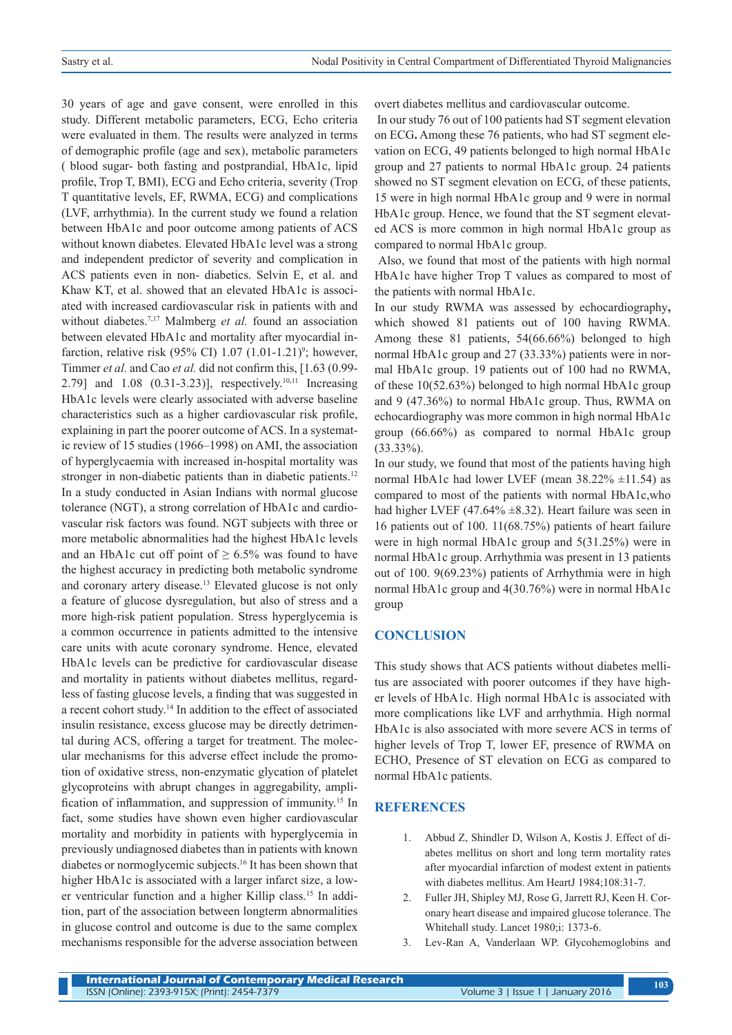30 years of age and gave consent, were enrolled in this study. Different metabolic parameters, ECG, Echo criteria were evaluated in them. The results were analyzed in terms of demographic profile (age and sex), metabolic parameters ( blood sugar- both fasting and postprandial, HbA1c, lipid profile, Trop T, BMI), ECG and Echo criteria, severity (Trop T quantitative levels, EF, RWMA, ECG) and complications (LVF, arrhythmia). In the current study we found a relation between HbA1c and poor outcome among patients of ACS without known diabetes. Elevated HbA1c level was a strong and independent predictor of severity and complication in ACS patients even in non- diabetics. Selvin E, et al. and Khaw KT, et al. showed that an elevated HbA1c is associated with increased cardiovascular risk in patients with and without diabetes.[7,17] Malmberg *et al.* found an association between elevated HbA1c and mortality after myocardial infarction, relative risk (95% CI) 1.07 (1.01-1.21)[9]; however, Timmer *et al.* and Cao *et al.* did not confirm this, [1.63 (0.99-2.79] and 1.08 (0.31-3.23)], respectively.[10,11] Increasing HbA1c levels were clearly associated with adverse baseline characteristics such as a higher cardiovascular risk profile, explaining in part the poorer outcome of ACS. In a systematic review of 15 studies (1966–1998) on AMI, the association of hyperglycaemia with increased in-hospital mortality was stronger in non-diabetic patients than in diabetic patients.[12] In a study conducted in Asian Indians with normal glucose tolerance (NGT), a strong correlation of HbA1c and cardiovascular risk factors was found. NGT subjects with three or more metabolic abnormalities had the highest HbA1c levels and an HbA1c cut off point of ≥ 6.5% was found to have the highest accuracy in predicting both metabolic syndrome and coronary artery disease.[13] Elevated glucose is not only a feature of glucose dysregulation, but also of stress and a more high-risk patient population. Stress hyperglycemia is a common occurrence in patients admitted to the intensive care units with acute coronary syndrome. Hence, elevated HbA1c levels can be predictive for cardiovascular disease and mortality in patients without diabetes mellitus, regardless of fasting glucose levels, a finding that was suggested in a recent cohort study.[14] In addition to the effect of associated insulin resistance, excess glucose may be directly detrimental during ACS, offering a target for treatment. The molecular mechanisms for this adverse effect include the promotion of oxidative stress, non-enzymatic glycation of platelet glycoproteins with abrupt changes in aggregability, amplification of inflammation, and suppression of immunity.[15] In fact, some studies have shown even higher cardiovascular mortality and morbidity in patients with hyperglycemia in previously undiagnosed diabetes than in patients with known diabetes or normoglycemic subjects.[16] It has been shown that higher HbA1c is associated with a larger infarct size, a lower ventricular function and a higher Killip class.[15] In addition, part of the association between longterm abnormalities in glucose control and outcome is due to the same complex mechanisms responsible for the adverse association between overt diabetes mellitus and cardiovascular outcome.

In our study 76 out of 100 patients had ST segment elevation on ECG**.** Among these 76 patients, who had ST segment elevation on ECG, 49 patients belonged to high normal HbA1c group and 27 patients to normal HbA1c group. 24 patients showed no ST segment elevation on ECG, of these patients, 15 were in high normal HbA1c group and 9 were in normal HbA1c group. Hence, we found that the ST segment elevated ACS is more common in high normal HbA1c group as compared to normal HbA1c group.

Also, we found that most of the patients with high normal HbA1c have higher Trop T values as compared to most of the patients with normal HbA1c.

In our study RWMA was assessed by echocardiography**,** which showed 81 patients out of 100 having RWMA. Among these 81 patients, 54(66.66%) belonged to high normal HbA1c group and 27 (33.33%) patients were in normal HbA1c group. 19 patients out of 100 had no RWMA, of these 10(52.63%) belonged to high normal HbA1c group and 9 (47.36%) to normal HbA1c group. Thus, RWMA on echocardiography was more common in high normal HbA1c group (66.66%) as compared to normal HbA1c group (33.33%).

In our study, we found that most of the patients having high normal HbA1c had lower LVEF (mean 38.22% ±11.54) as compared to most of the patients with normal HbA1c,who had higher LVEF (47.64% ±8.32). Heart failure was seen in 16 patients out of 100. 11(68.75%) patients of heart failure were in high normal HbA1c group and 5(31.25%) were in normal HbA1c group. Arrhythmia was present in 13 patients out of 100. 9(69.23%) patients of Arrhythmia were in high normal HbA1c group and 4(30.76%) were in normal HbA1c group

## CONCLUSION

This study shows that ACS patients without diabetes mellitus are associated with poorer outcomes if they have higher levels of HbA1c. High normal HbA1c is associated with more complications like LVF and arrhythmia. High normal HbA1c is also associated with more severe ACS in terms of higher levels of Trop T, lower EF, presence of RWMA on ECHO, Presence of ST elevation on ECG as compared to normal HbA1c patients.

## REFERENCES

1. Abbud Z, Shindler D, Wilson A, Kostis J. Effect of diabetes mellitus on short and long term mortality rates after myocardial infarction of modest extent in patients with diabetes mellitus. Am HeartJ 1984;108:31-7.
2. Fuller JH, Shipley MJ, Rose G, Jarrett RJ, Keen H. Coronary heart disease and impaired glucose tolerance. The Whitehall study. Lancet 1980;i: 1373-6.
3. Lev-Ran A, Vanderlaan WP. Glycohemoglobins and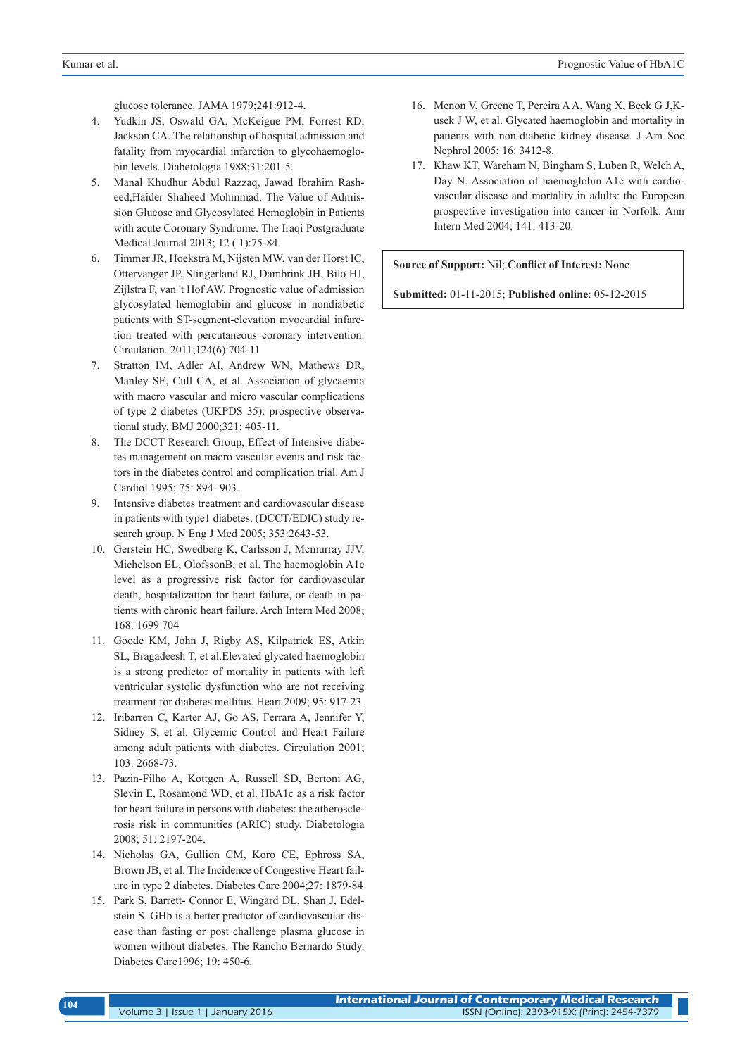glucose tolerance. JAMA 1979;241:912-4.

4. Yudkin JS, Oswald GA, McKeigue PM, Forrest RD, Jackson CA. The relationship of hospital admission and fatality from myocardial infarction to glycohaemoglobin levels. Diabetologia 1988;31:201-5.
5. Manal Khudhur Abdul Razzaq, Jawad Ibrahim Rasheed,Haider Shaheed Mohmmad. The Value of Admission Glucose and Glycosylated Hemoglobin in Patients with acute Coronary Syndrome. The Iraqi Postgraduate Medical Journal 2013; 12 ( 1):75-84
6. Timmer JR, Hoekstra M, Nijsten MW, van der Horst IC, Ottervanger JP, Slingerland RJ, Dambrink JH, Bilo HJ, Zijlstra F, van 't Hof AW. Prognostic value of admission glycosylated hemoglobin and glucose in nondiabetic patients with ST-segment-elevation myocardial infarction treated with percutaneous coronary intervention. Circulation. 2011;124(6):704-11
7. Stratton IM, Adler AI, Andrew WN, Mathews DR, Manley SE, Cull CA, et al. Association of glycaemia with macro vascular and micro vascular complications of type 2 diabetes (UKPDS 35): prospective observational study. BMJ 2000;321: 405-11.
8. The DCCT Research Group, Effect of Intensive diabetes management on macro vascular events and risk factors in the diabetes control and complication trial. Am J Cardiol 1995; 75: 894- 903.
9. Intensive diabetes treatment and cardiovascular disease in patients with type1 diabetes. (DCCT/EDIC) study research group. N Eng J Med 2005; 353:2643-53.
10. Gerstein HC, Swedberg K, Carlsson J, Mcmurray JJV, Michelson EL, OlofssonB, et al. The haemoglobin A1c level as a progressive risk factor for cardiovascular death, hospitalization for heart failure, or death in patients with chronic heart failure. Arch Intern Med 2008; 168: 1699 704
11. Goode KM, John J, Rigby AS, Kilpatrick ES, Atkin SL, Bragadeesh T, et al.Elevated glycated haemoglobin is a strong predictor of mortality in patients with left ventricular systolic dysfunction who are not receiving treatment for diabetes mellitus. Heart 2009; 95: 917-23.
12. Iribarren C, Karter AJ, Go AS, Ferrara A, Jennifer Y, Sidney S, et al. Glycemic Control and Heart Failure among adult patients with diabetes. Circulation 2001; 103: 2668-73.
13. Pazin-Filho A, Kottgen A, Russell SD, Bertoni AG, Slevin E, Rosamond WD, et al. HbA1c as a risk factor for heart failure in persons with diabetes: the atherosclerosis risk in communities (ARIC) study. Diabetologia 2008; 51: 2197-204.
14. Nicholas GA, Gullion CM, Koro CE, Ephross SA, Brown JB, et al. The Incidence of Congestive Heart failure in type 2 diabetes. Diabetes Care 2004;27: 1879-84
15. Park S, Barrett- Connor E, Wingard DL, Shan J, Edelstein S. GHb is a better predictor of cardiovascular disease than fasting or post challenge plasma glucose in women without diabetes. The Rancho Bernardo Study. Diabetes Care1996; 19: 450-6.
16. Menon V, Greene T, Pereira A A, Wang X, Beck G J,Kusek J W, et al. Glycated haemoglobin and mortality in patients with non-diabetic kidney disease. J Am Soc Nephrol 2005; 16: 3412-8.
17. Khaw KT, Wareham N, Bingham S, Luben R, Welch A, Day N. Association of haemoglobin A1c with cardiovascular disease and mortality in adults: the European prospective investigation into cancer in Norfolk. Ann Intern Med 2004; 141: 413-20.

**Source of Support:** Nil; **Conflict of Interest:** None

**Submitted:** 01-11-2015; **Published online**: 05-12-2015